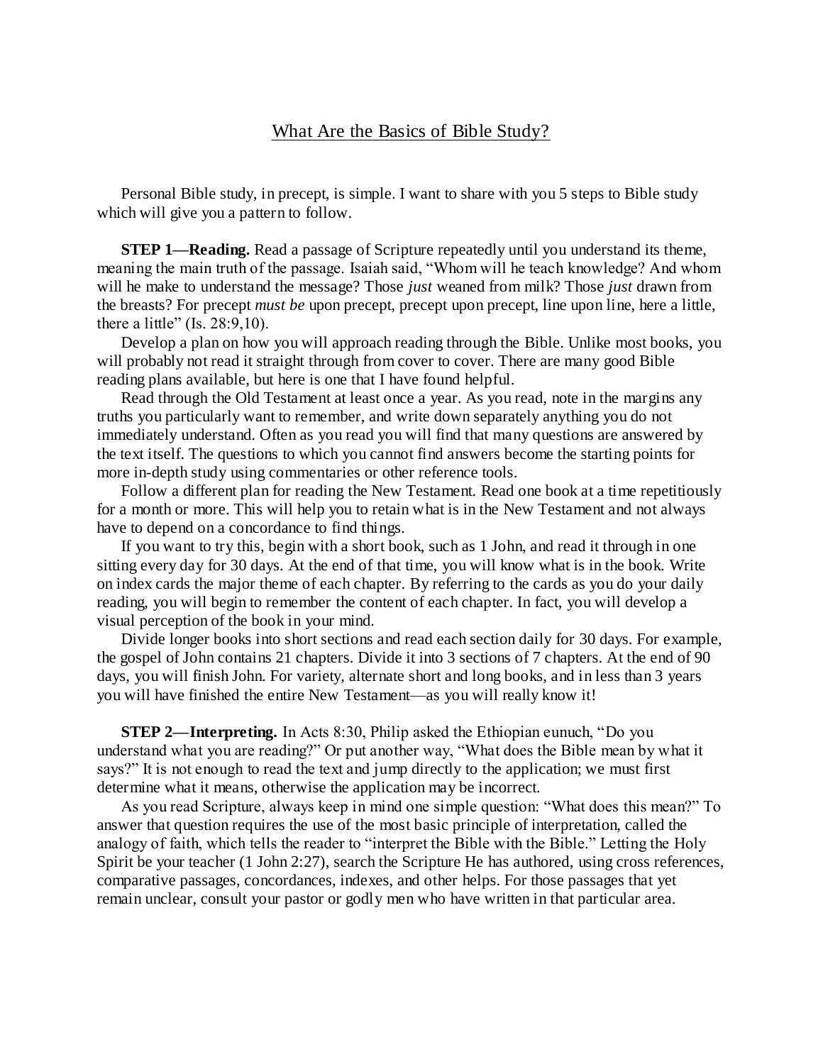# What Are the Basics of Bible Study?

Personal Bible study, in precept, is simple. I want to share with you 5 steps to Bible study which will give you a pattern to follow.

**STEP 1—Reading.** Read a passage of Scripture repeatedly until you understand its theme, meaning the main truth of the passage. Isaiah said, "Whom will he teach knowledge? And whom will he make to understand the message? Those *just* weaned from milk? Those *just* drawn from the breasts? For precept *must be* upon precept, precept upon precept, line upon line, here a little, there a little" (Is. 28:9,10).

Develop a plan on how you will approach reading through the Bible. Unlike most books, you will probably not read it straight through from cover to cover. There are many good Bible reading plans available, but here is one that I have found helpful.

Read through the Old Testament at least once a year. As you read, note in the margins any truths you particularly want to remember, and write down separately anything you do not immediately understand. Often as you read you will find that many questions are answered by the text itself. The questions to which you cannot find answers become the starting points for more in-depth study using commentaries or other reference tools.

Follow a different plan for reading the New Testament. Read one book at a time repetitiously for a month or more. This will help you to retain what is in the New Testament and not always have to depend on a concordance to find things.

If you want to try this, begin with a short book, such as 1 John, and read it through in one sitting every day for 30 days. At the end of that time, you will know what is in the book. Write on index cards the major theme of each chapter. By referring to the cards as you do your daily reading, you will begin to remember the content of each chapter. In fact, you will develop a visual perception of the book in your mind.

Divide longer books into short sections and read each section daily for 30 days. For example, the gospel of John contains 21 chapters. Divide it into 3 sections of 7 chapters. At the end of 90 days, you will finish John. For variety, alternate short and long books, and in less than 3 years you will have finished the entire New Testament—as you will really know it!

**STEP 2—Interpreting.** In Acts 8:30, Philip asked the Ethiopian eunuch, "Do you understand what you are reading?" Or put another way, "What does the Bible mean by what it says?" It is not enough to read the text and jump directly to the application; we must first determine what it means, otherwise the application may be incorrect.

As you read Scripture, always keep in mind one simple question: "What does this mean?" To answer that question requires the use of the most basic principle of interpretation, called the analogy of faith, which tells the reader to "interpret the Bible with the Bible." Letting the Holy Spirit be your teacher (1 John 2:27), search the Scripture He has authored, using cross references, comparative passages, concordances, indexes, and other helps. For those passages that yet remain unclear, consult your pastor or godly men who have written in that particular area.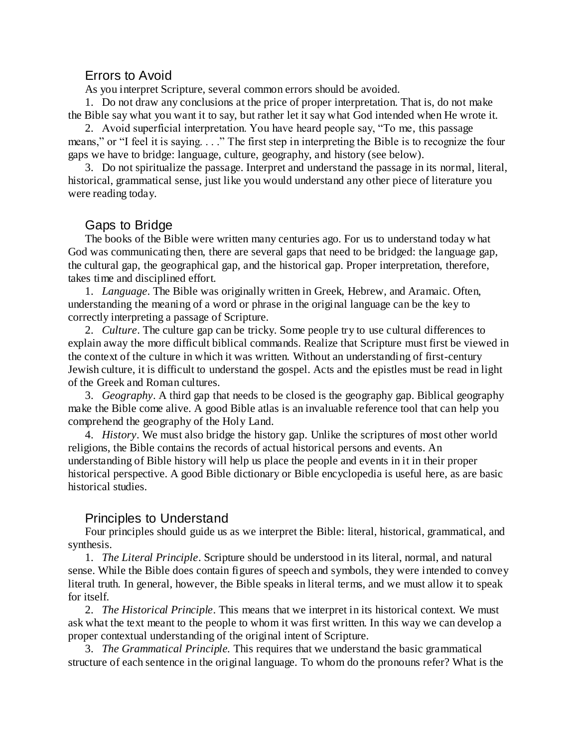## Errors to Avoid

As you interpret Scripture, several common errors should be avoided.

1. Do not draw any conclusions at the price of proper interpretation. That is, do not make the Bible say what you want it to say, but rather let it say what God intended when He wrote it.
2. Avoid superficial interpretation. You have heard people say, "To me, this passage means," or "I feel it is saying. . . ." The first step in interpreting the Bible is to recognize the four gaps we have to bridge: language, culture, geography, and history (see below).
3. Do not spiritualize the passage. Interpret and understand the passage in its normal, literal, historical, grammatical sense, just like you would understand any other piece of literature you were reading today.

## Gaps to Bridge

The books of the Bible were written many centuries ago. For us to understand today what God was communicating then, there are several gaps that need to be bridged: the language gap, the cultural gap, the geographical gap, and the historical gap. Proper interpretation, therefore, takes time and disciplined effort.

1. *Language*. The Bible was originally written in Greek, Hebrew, and Aramaic. Often, understanding the meaning of a word or phrase in the original language can be the key to correctly interpreting a passage of Scripture.
2. *Culture*. The culture gap can be tricky. Some people try to use cultural differences to explain away the more difficult biblical commands. Realize that Scripture must first be viewed in the context of the culture in which it was written. Without an understanding of first-century Jewish culture, it is difficult to understand the gospel. Acts and the epistles must be read in light of the Greek and Roman cultures.
3. *Geography*. A third gap that needs to be closed is the geography gap. Biblical geography make the Bible come alive. A good Bible atlas is an invaluable reference tool that can help you comprehend the geography of the Holy Land.
4. *History*. We must also bridge the history gap. Unlike the scriptures of most other world religions, the Bible contains the records of actual historical persons and events. An understanding of Bible history will help us place the people and events in it in their proper historical perspective. A good Bible dictionary or Bible encyclopedia is useful here, as are basic historical studies.

## Principles to Understand

Four principles should guide us as we interpret the Bible: literal, historical, grammatical, and synthesis.

1. *The Literal Principle*. Scripture should be understood in its literal, normal, and natural sense. While the Bible does contain figures of speech and symbols, they were intended to convey literal truth. In general, however, the Bible speaks in literal terms, and we must allow it to speak for itself.
2. *The Historical Principle*. This means that we interpret in its historical context. We must ask what the text meant to the people to whom it was first written. In this way we can develop a proper contextual understanding of the original intent of Scripture.
3. *The Grammatical Principle.* This requires that we understand the basic grammatical structure of each sentence in the original language. To whom do the pronouns refer? What is the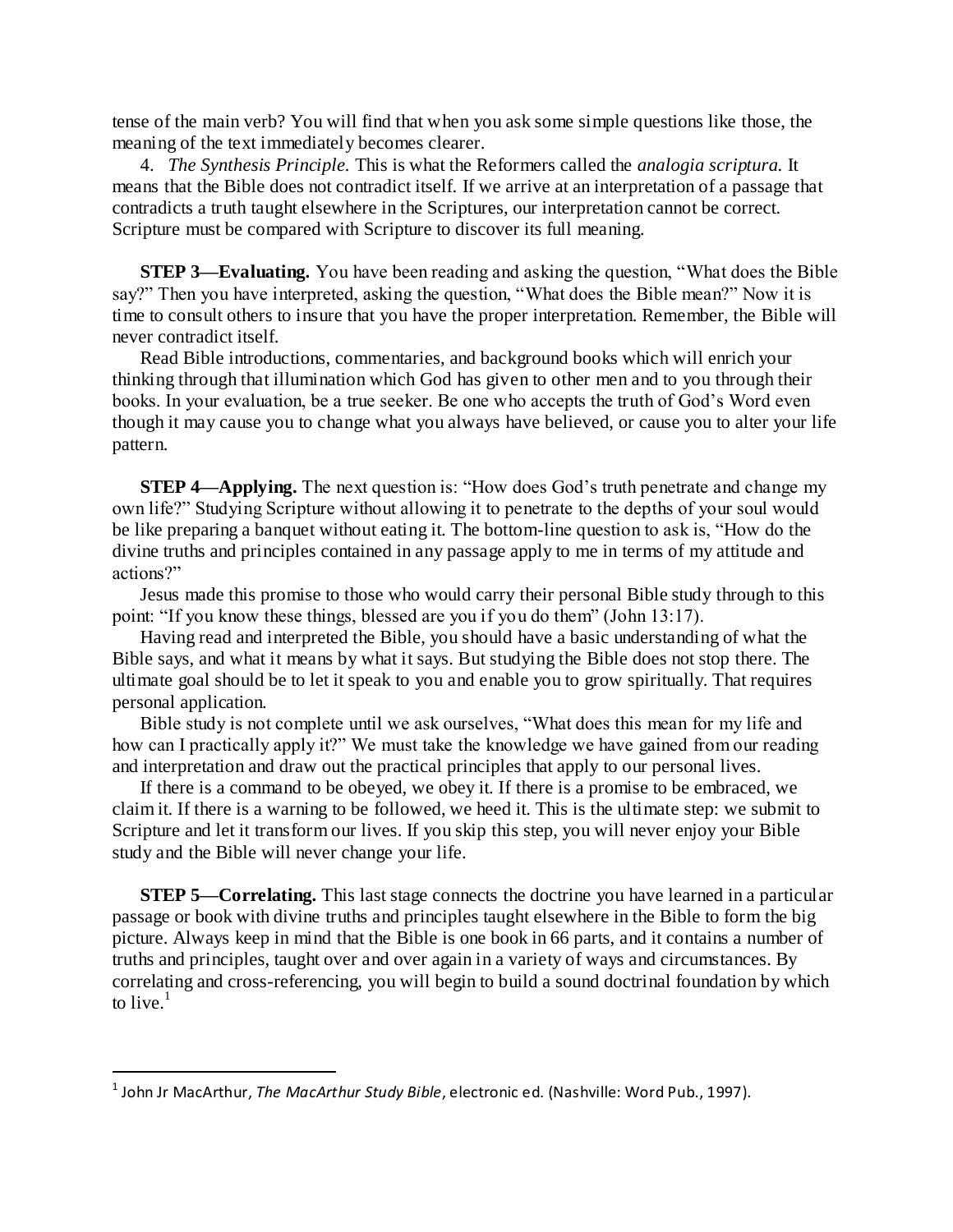tense of the main verb? You will find that when you ask some simple questions like those, the meaning of the text immediately becomes clearer.

4. *The Synthesis Principle.* This is what the Reformers called the *analogia scriptura.* It means that the Bible does not contradict itself. If we arrive at an interpretation of a passage that contradicts a truth taught elsewhere in the Scriptures, our interpretation cannot be correct. Scripture must be compared with Scripture to discover its full meaning.

**STEP 3—Evaluating.** You have been reading and asking the question, "What does the Bible say?" Then you have interpreted, asking the question, "What does the Bible mean?" Now it is time to consult others to insure that you have the proper interpretation. Remember, the Bible will never contradict itself.

Read Bible introductions, commentaries, and background books which will enrich your thinking through that illumination which God has given to other men and to you through their books. In your evaluation, be a true seeker. Be one who accepts the truth of God's Word even though it may cause you to change what you always have believed, or cause you to alter your life pattern.

**STEP 4—Applying.** The next question is: "How does God's truth penetrate and change my own life?" Studying Scripture without allowing it to penetrate to the depths of your soul would be like preparing a banquet without eating it. The bottom-line question to ask is, "How do the divine truths and principles contained in any passage apply to me in terms of my attitude and actions?"

Jesus made this promise to those who would carry their personal Bible study through to this point: "If you know these things, blessed are you if you do them" (John 13:17).

Having read and interpreted the Bible, you should have a basic understanding of what the Bible says, and what it means by what it says. But studying the Bible does not stop there. The ultimate goal should be to let it speak to you and enable you to grow spiritually. That requires personal application.

Bible study is not complete until we ask ourselves, "What does this mean for my life and how can I practically apply it?" We must take the knowledge we have gained from our reading and interpretation and draw out the practical principles that apply to our personal lives.

If there is a command to be obeyed, we obey it. If there is a promise to be embraced, we claim it. If there is a warning to be followed, we heed it. This is the ultimate step: we submit to Scripture and let it transform our lives. If you skip this step, you will never enjoy your Bible study and the Bible will never change your life.

**STEP 5—Correlating.** This last stage connects the doctrine you have learned in a particular passage or book with divine truths and principles taught elsewhere in the Bible to form the big picture. Always keep in mind that the Bible is one book in 66 parts, and it contains a number of truths and principles, taught over and over again in a variety of ways and circumstances. By correlating and cross-referencing, you will begin to build a sound doctrinal foundation by which to live.[1]

---

[1] John Jr MacArthur, *The MacArthur Study Bible*, electronic ed. (Nashville: Word Pub., 1997).